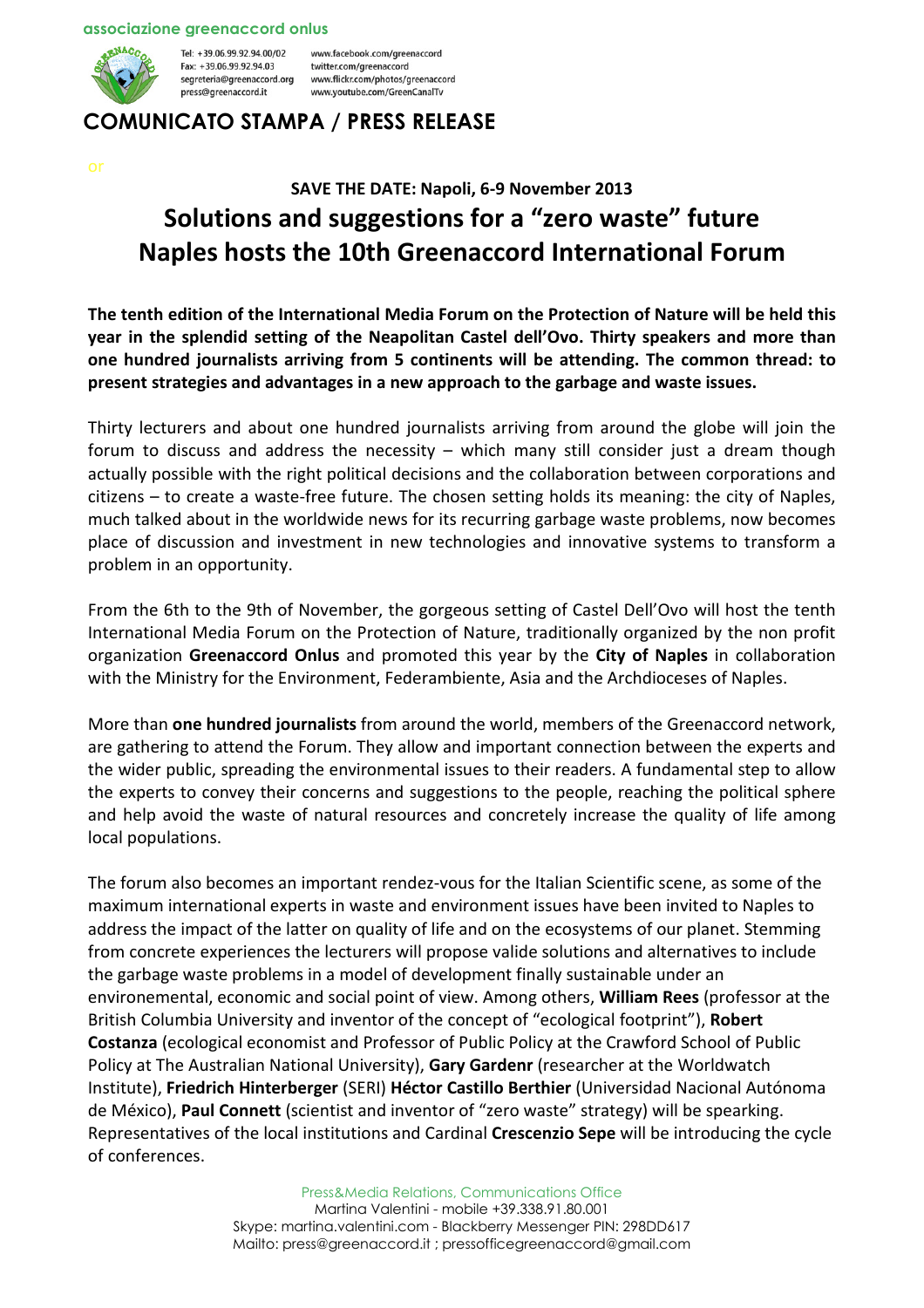**associazione greenaccord onlus**

Tel: +39.06.99.92.94.00/02
Fax: +39.06.99.92.94.03
segreteria@greenaccord.org
press@greenaccord.it

www.facebook.com/greenaccord
twitter.com/greenaccord
www.flickr.com/photos/greenaccord
www.youtube.com/GreenCanalTv

# COMUNICATO STAMPA / PRESS RELEASE

or

**SAVE THE DATE: Napoli, 6-9 November 2013**

## Solutions and suggestions for a "zero waste" future
## Naples hosts the 10th Greenaccord International Forum

**The tenth edition of the International Media Forum on the Protection of Nature will be held this year in the splendid setting of the Neapolitan Castel dell'Ovo. Thirty speakers and more than one hundred journalists arriving from 5 continents will be attending. The common thread: to present strategies and advantages in a new approach to the garbage and waste issues.**

Thirty lecturers and about one hundred journalists arriving from around the globe will join the forum to discuss and address the necessity – which many still consider just a dream though actually possible with the right political decisions and the collaboration between corporations and citizens – to create a waste-free future. The chosen setting holds its meaning: the city of Naples, much talked about in the worldwide news for its recurring garbage waste problems, now becomes place of discussion and investment in new technologies and innovative systems to transform a problem in an opportunity.

From the 6th to the 9th of November, the gorgeous setting of Castel Dell'Ovo will host the tenth International Media Forum on the Protection of Nature, traditionally organized by the non profit organization **Greenaccord Onlus** and promoted this year by the **City of Naples** in collaboration with the Ministry for the Environment, Federambiente, Asia and the Archdioceses of Naples.

More than **one hundred journalists** from around the world, members of the Greenaccord network, are gathering to attend the Forum. They allow and important connection between the experts and the wider public, spreading the environmental issues to their readers. A fundamental step to allow the experts to convey their concerns and suggestions to the people, reaching the political sphere and help avoid the waste of natural resources and concretely increase the quality of life among local populations.

The forum also becomes an important rendez-vous for the Italian Scientific scene, as some of the maximum international experts in waste and environment issues have been invited to Naples to address the impact of the latter on quality of life and on the ecosystems of our planet. Stemming from concrete experiences the lecturers will propose valide solutions and alternatives to include the garbage waste problems in a model of development finally sustainable under an environemental, economic and social point of view. Among others, **William Rees** (professor at the British Columbia University and inventor of the concept of "ecological footprint"), **Robert Costanza** (ecological economist and Professor of Public Policy at the Crawford School of Public Policy at The Australian National University), **Gary Gardenr** (researcher at the Worldwatch Institute), **Friedrich Hinterberger** (SERI) **Héctor Castillo Berthier** (Universidad Nacional Autónoma de México), **Paul Connett** (scientist and inventor of "zero waste" strategy) will be spearking. Representatives of the local institutions and Cardinal **Crescenzio Sepe** will be introducing the cycle of conferences.

Press&Media Relations, Communications Office
Martina Valentini - mobile +39.338.91.80.001
Skype: martina.valentini.com - Blackberry Messenger PIN: 298DD617
Mailto: press@greenaccord.it ; pressofficegreenaccord@gmail.com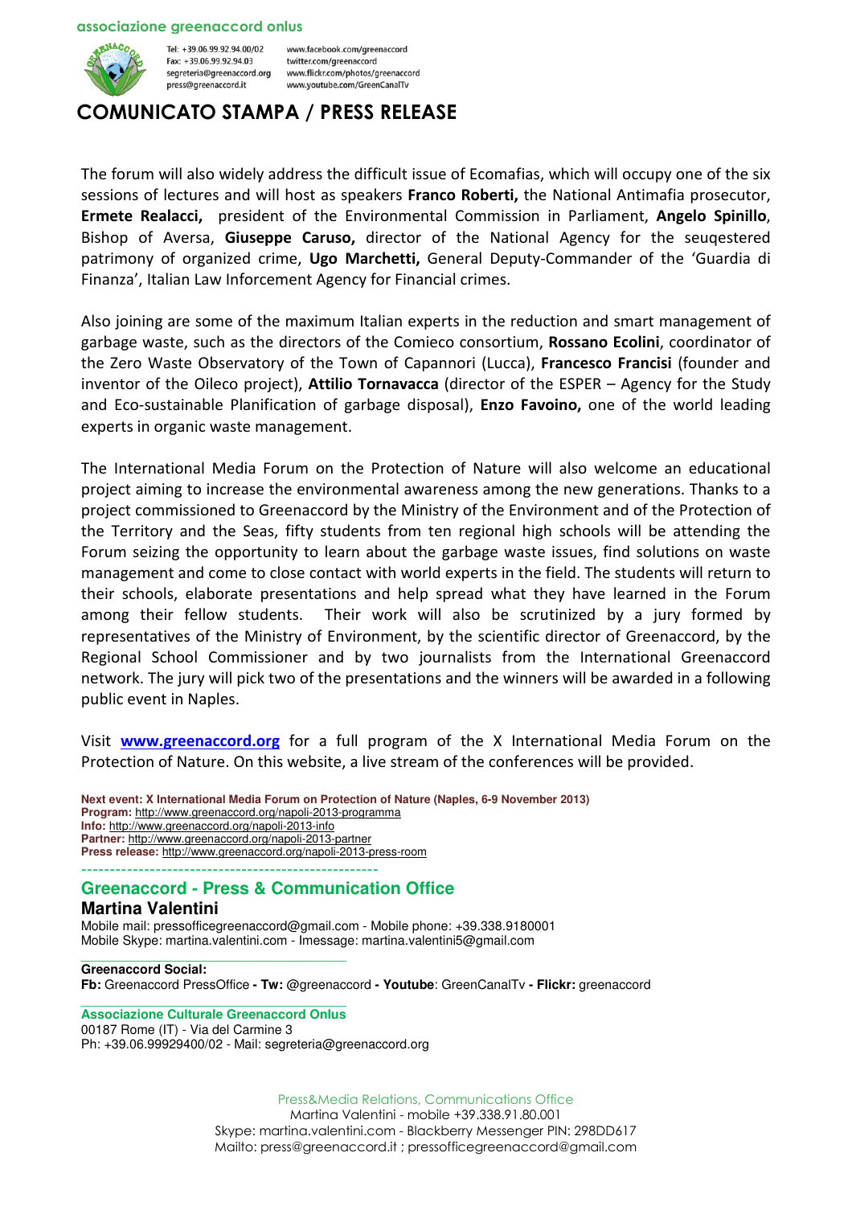**associazione greenaccord onlus**

Tel: +39.06.99.92.94.00/02
Fax: +39.06.99.92.94.03
segreteria@greenaccord.org
press@greenaccord.it

www.facebook.com/greenaccord
twitter.com/greenaccord
www.flickr.com/photos/greenaccord
www.youtube.com/GreenCanalTv

# COMUNICATO STAMPA / PRESS RELEASE

The forum will also widely address the difficult issue of Ecomafias, which will occupy one of the six sessions of lectures and will host as speakers **Franco Roberti,** the National Antimafia prosecutor, **Ermete Realacci,** president of the Environmental Commission in Parliament, **Angelo Spinillo**, Bishop of Aversa, **Giuseppe Caruso,** director of the National Agency for the seuqestered patrimony of organized crime, **Ugo Marchetti,** General Deputy-Commander of the 'Guardia di Finanza', Italian Law Inforcement Agency for Financial crimes.

Also joining are some of the maximum Italian experts in the reduction and smart management of garbage waste, such as the directors of the Comieco consortium, **Rossano Ecolini**, coordinator of the Zero Waste Observatory of the Town of Capannori (Lucca), **Francesco Francisi** (founder and inventor of the Oileco project), **Attilio Tornavacca** (director of the ESPER – Agency for the Study and Eco-sustainable Planification of garbage disposal), **Enzo Favoino,** one of the world leading experts in organic waste management.

The International Media Forum on the Protection of Nature will also welcome an educational project aiming to increase the environmental awareness among the new generations. Thanks to a project commissioned to Greenaccord by the Ministry of the Environment and of the Protection of the Territory and the Seas, fifty students from ten regional high schools will be attending the Forum seizing the opportunity to learn about the garbage waste issues, find solutions on waste management and come to close contact with world experts in the field. The students will return to their schools, elaborate presentations and help spread what they have learned in the Forum among their fellow students. Their work will also be scrutinized by a jury formed by representatives of the Ministry of Environment, by the scientific director of Greenaccord, by the Regional School Commissioner and by two journalists from the International Greenaccord network. The jury will pick two of the presentations and the winners will be awarded in a following public event in Naples.

Visit **www.greenaccord.org** for a full program of the X International Media Forum on the Protection of Nature. On this website, a live stream of the conferences will be provided.

**Next event: X International Media Forum on Protection of Nature (Naples, 6-9 November 2013)**
**Program:** http://www.greenaccord.org/napoli-2013-programma
**Info:** http://www.greenaccord.org/napoli-2013-info
**Partner:** http://www.greenaccord.org/napoli-2013-partner
**Press release:** http://www.greenaccord.org/napoli-2013-press-room

---

## Greenaccord - Press & Communication Office

**Martina Valentini**
Mobile mail: pressofficegreenaccord@gmail.com - Mobile phone: +39.338.9180001
Mobile Skype: martina.valentini.com - Imessage: martina.valentini5@gmail.com

**Greenaccord Social:**
**Fb:** Greenaccord PressOffice **- Tw:** @greenaccord **- Youtube**: GreenCanalTv **- Flickr:** greenaccord

**Associazione Culturale Greenaccord Onlus**
00187 Rome (IT) - Via del Carmine 3
Ph: +39.06.99929400/02 - Mail: segreteria@greenaccord.org

Press&Media Relations, Communications Office
Martina Valentini - mobile +39.338.91.80.001
Skype: martina.valentini.com - Blackberry Messenger PIN: 298DD617
Mailto: press@greenaccord.it ; pressofficegreenaccord@gmail.com